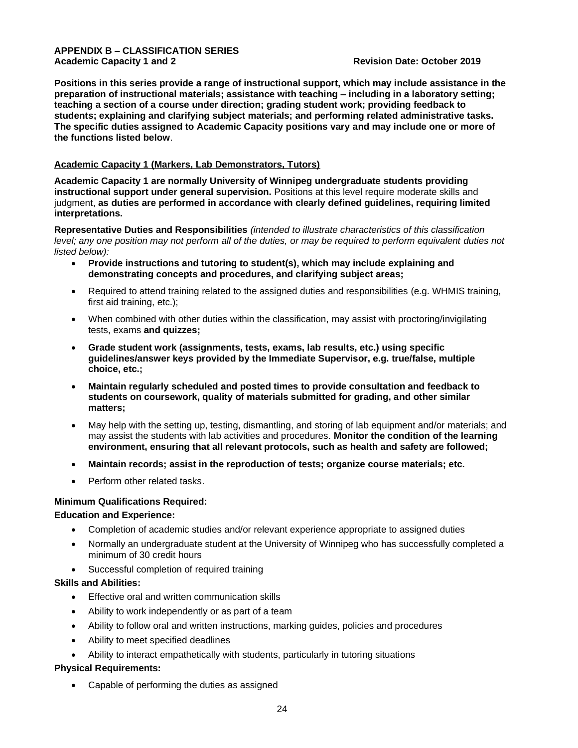**APPENDIX B – CLASSIFICATION SERIES**
**Academic Capacity 1 and 2** **Revision Date: October 2019**

**Positions in this series provide a range of instructional support, which may include assistance in the preparation of instructional materials; assistance with teaching – including in a laboratory setting; teaching a section of a course under direction; grading student work; providing feedback to students; explaining and clarifying subject materials; and performing related administrative tasks. The specific duties assigned to Academic Capacity positions vary and may include one or more of the functions listed below**.

**Academic Capacity 1 (Markers, Lab Demonstrators, Tutors)**

**Academic Capacity 1 are normally University of Winnipeg undergraduate students providing instructional support under general supervision.** Positions at this level require moderate skills and judgment, **as duties are performed in accordance with clearly defined guidelines, requiring limited interpretations.**

**Representative Duties and Responsibilities** *(intended to illustrate characteristics of this classification level; any one position may not perform all of the duties, or may be required to perform equivalent duties not listed below):*

- **Provide instructions and tutoring to student(s), which may include explaining and demonstrating concepts and procedures, and clarifying subject areas;**
- Required to attend training related to the assigned duties and responsibilities (e.g. WHMIS training, first aid training, etc.);
- When combined with other duties within the classification, may assist with proctoring/invigilating tests, exams **and quizzes;**
- **Grade student work (assignments, tests, exams, lab results, etc.) using specific guidelines/answer keys provided by the Immediate Supervisor, e.g. true/false, multiple choice, etc.;**
- **Maintain regularly scheduled and posted times to provide consultation and feedback to students on coursework, quality of materials submitted for grading, and other similar matters;**
- May help with the setting up, testing, dismantling, and storing of lab equipment and/or materials; and may assist the students with lab activities and procedures. **Monitor the condition of the learning environment, ensuring that all relevant protocols, such as health and safety are followed;**
- **Maintain records; assist in the reproduction of tests; organize course materials; etc.**
- Perform other related tasks.

**Minimum Qualifications Required:**

**Education and Experience:**

- Completion of academic studies and/or relevant experience appropriate to assigned duties
- Normally an undergraduate student at the University of Winnipeg who has successfully completed a minimum of 30 credit hours
- Successful completion of required training

**Skills and Abilities:**

- Effective oral and written communication skills
- Ability to work independently or as part of a team
- Ability to follow oral and written instructions, marking guides, policies and procedures
- Ability to meet specified deadlines
- Ability to interact empathetically with students, particularly in tutoring situations

**Physical Requirements:**

- Capable of performing the duties as assigned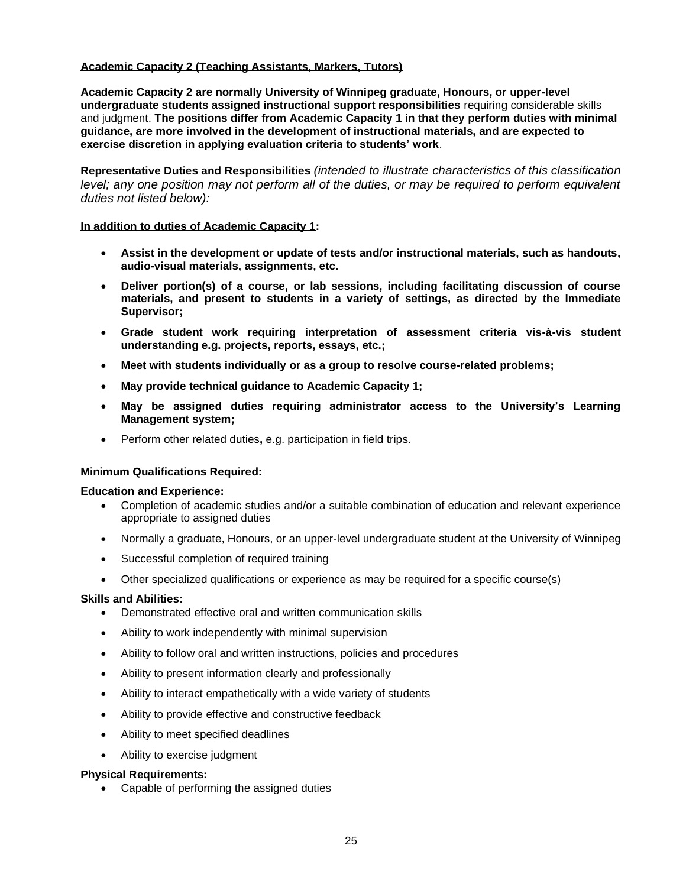**Academic Capacity 2 (Teaching Assistants, Markers, Tutors)**

**Academic Capacity 2 are normally University of Winnipeg graduate, Honours, or upper-level undergraduate students assigned instructional support responsibilities** requiring considerable skills and judgment. **The positions differ from Academic Capacity 1 in that they perform duties with minimal guidance, are more involved in the development of instructional materials, and are expected to exercise discretion in applying evaluation criteria to students' work**.

**Representative Duties and Responsibilities** *(intended to illustrate characteristics of this classification level; any one position may not perform all of the duties, or may be required to perform equivalent duties not listed below):*

**In addition to duties of Academic Capacity 1:**

- **Assist in the development or update of tests and/or instructional materials, such as handouts, audio-visual materials, assignments, etc.**
- **Deliver portion(s) of a course, or lab sessions, including facilitating discussion of course materials, and present to students in a variety of settings, as directed by the Immediate Supervisor;**
- **Grade student work requiring interpretation of assessment criteria vis-à-vis student understanding e.g. projects, reports, essays, etc.;**
- **Meet with students individually or as a group to resolve course-related problems;**
- **May provide technical guidance to Academic Capacity 1;**
- **May be assigned duties requiring administrator access to the University's Learning Management system;**
- Perform other related duties**,** e.g. participation in field trips.

**Minimum Qualifications Required:**

**Education and Experience:**

- Completion of academic studies and/or a suitable combination of education and relevant experience appropriate to assigned duties
- Normally a graduate, Honours, or an upper-level undergraduate student at the University of Winnipeg
- Successful completion of required training
- Other specialized qualifications or experience as may be required for a specific course(s)

**Skills and Abilities:**

- Demonstrated effective oral and written communication skills
- Ability to work independently with minimal supervision
- Ability to follow oral and written instructions, policies and procedures
- Ability to present information clearly and professionally
- Ability to interact empathetically with a wide variety of students
- Ability to provide effective and constructive feedback
- Ability to meet specified deadlines
- Ability to exercise judgment

**Physical Requirements:**

- Capable of performing the assigned duties